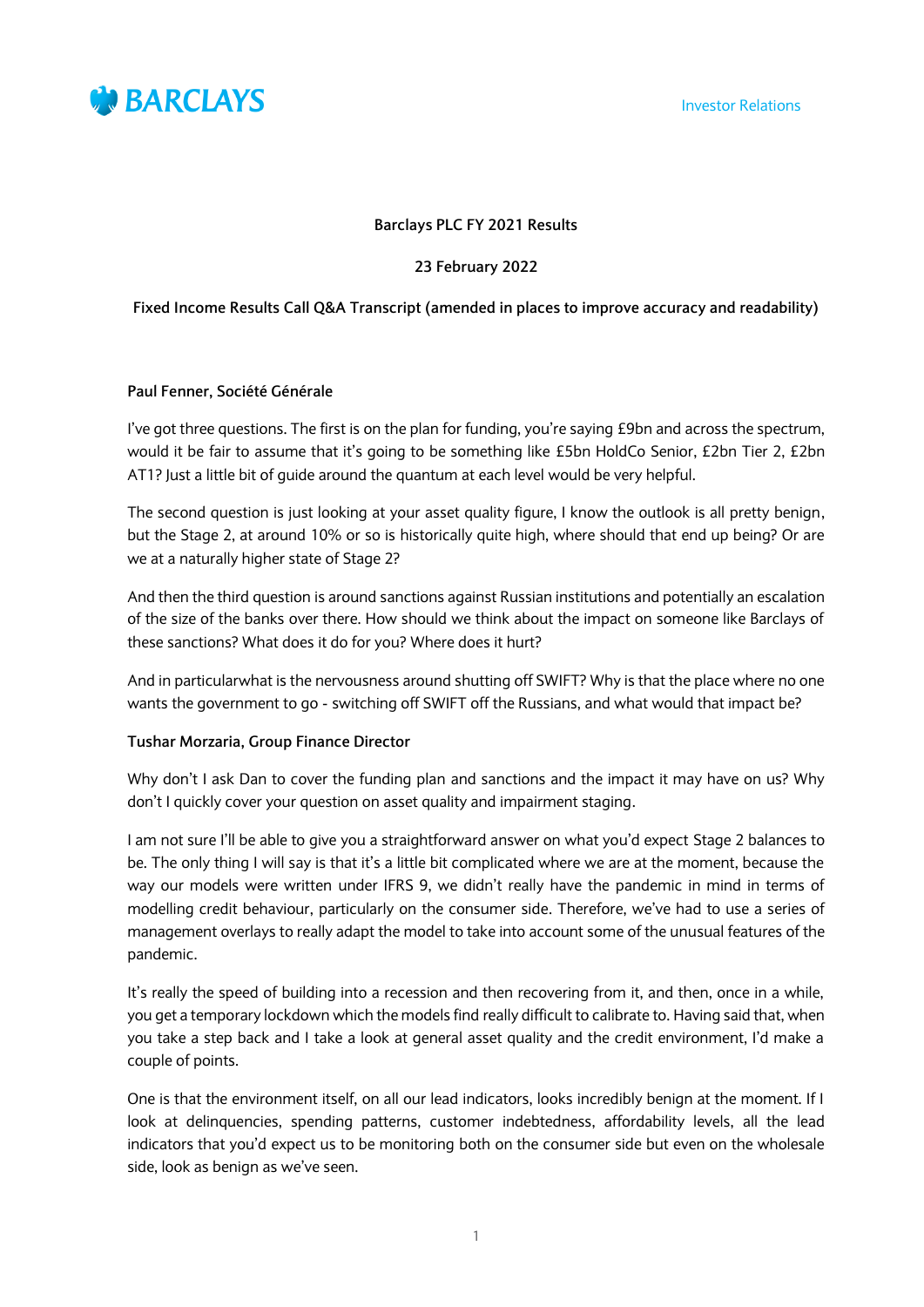BARCLAYS

Investor Relations

**Barclays PLC FY 2021 Results**

**23 February 2022**

**Fixed Income Results Call Q&A Transcript (amended in places to improve accuracy and readability)**

**Paul Fenner, Société Générale**

I've got three questions. The first is on the plan for funding, you're saying £9bn and across the spectrum, would it be fair to assume that it's going to be something like £5bn HoldCo Senior, £2bn Tier 2, £2bn AT1? Just a little bit of guide around the quantum at each level would be very helpful.

The second question is just looking at your asset quality figure, I know the outlook is all pretty benign, but the Stage 2, at around 10% or so is historically quite high, where should that end up being? Or are we at a naturally higher state of Stage 2?

And then the third question is around sanctions against Russian institutions and potentially an escalation of the size of the banks over there. How should we think about the impact on someone like Barclays of these sanctions? What does it do for you? Where does it hurt?

And in particularwhat is the nervousness around shutting off SWIFT? Why is that the place where no one wants the government to go - switching off SWIFT off the Russians, and what would that impact be?

**Tushar Morzaria, Group Finance Director**

Why don't I ask Dan to cover the funding plan and sanctions and the impact it may have on us? Why don't I quickly cover your question on asset quality and impairment staging.

I am not sure I'll be able to give you a straightforward answer on what you'd expect Stage 2 balances to be. The only thing I will say is that it's a little bit complicated where we are at the moment, because the way our models were written under IFRS 9, we didn't really have the pandemic in mind in terms of modelling credit behaviour, particularly on the consumer side. Therefore, we've had to use a series of management overlays to really adapt the model to take into account some of the unusual features of the pandemic.

It's really the speed of building into a recession and then recovering from it, and then, once in a while, you get a temporary lockdown which the models find really difficult to calibrate to. Having said that, when you take a step back and I take a look at general asset quality and the credit environment, I'd make a couple of points.

One is that the environment itself, on all our lead indicators, looks incredibly benign at the moment. If I look at delinquencies, spending patterns, customer indebtedness, affordability levels, all the lead indicators that you'd expect us to be monitoring both on the consumer side but even on the wholesale side, look as benign as we've seen.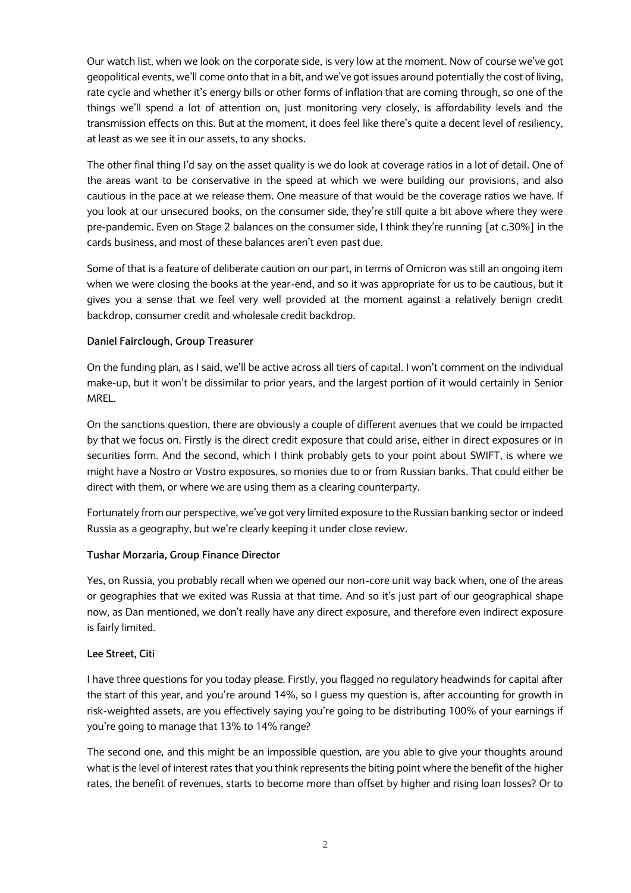Our watch list, when we look on the corporate side, is very low at the moment. Now of course we've got geopolitical events, we'll come onto that in a bit, and we've got issues around potentially the cost of living, rate cycle and whether it's energy bills or other forms of inflation that are coming through, so one of the things we'll spend a lot of attention on, just monitoring very closely, is affordability levels and the transmission effects on this. But at the moment, it does feel like there's quite a decent level of resiliency, at least as we see it in our assets, to any shocks.

The other final thing I'd say on the asset quality is we do look at coverage ratios in a lot of detail. One of the areas want to be conservative in the speed at which we were building our provisions, and also cautious in the pace at we release them. One measure of that would be the coverage ratios we have. If you look at our unsecured books, on the consumer side, they're still quite a bit above where they were pre-pandemic. Even on Stage 2 balances on the consumer side, I think they're running [at c.30%] in the cards business, and most of these balances aren't even past due.

Some of that is a feature of deliberate caution on our part, in terms of Omicron was still an ongoing item when we were closing the books at the year-end, and so it was appropriate for us to be cautious, but it gives you a sense that we feel very well provided at the moment against a relatively benign credit backdrop, consumer credit and wholesale credit backdrop.

**Daniel Fairclough, Group Treasurer**

On the funding plan, as I said, we'll be active across all tiers of capital. I won't comment on the individual make-up, but it won't be dissimilar to prior years, and the largest portion of it would certainly in Senior MREL.

On the sanctions question, there are obviously a couple of different avenues that we could be impacted by that we focus on. Firstly is the direct credit exposure that could arise, either in direct exposures or in securities form. And the second, which I think probably gets to your point about SWIFT, is where we might have a Nostro or Vostro exposures, so monies due to or from Russian banks. That could either be direct with them, or where we are using them as a clearing counterparty.

Fortunately from our perspective, we've got very limited exposure to the Russian banking sector or indeed Russia as a geography, but we're clearly keeping it under close review.

**Tushar Morzaria, Group Finance Director**

Yes, on Russia, you probably recall when we opened our non-core unit way back when, one of the areas or geographies that we exited was Russia at that time. And so it's just part of our geographical shape now, as Dan mentioned, we don't really have any direct exposure, and therefore even indirect exposure is fairly limited.

**Lee Street, Citi**

I have three questions for you today please. Firstly, you flagged no regulatory headwinds for capital after the start of this year, and you're around 14%, so I guess my question is, after accounting for growth in risk-weighted assets, are you effectively saying you're going to be distributing 100% of your earnings if you're going to manage that 13% to 14% range?

The second one, and this might be an impossible question, are you able to give your thoughts around what is the level of interest rates that you think represents the biting point where the benefit of the higher rates, the benefit of revenues, starts to become more than offset by higher and rising loan losses? Or to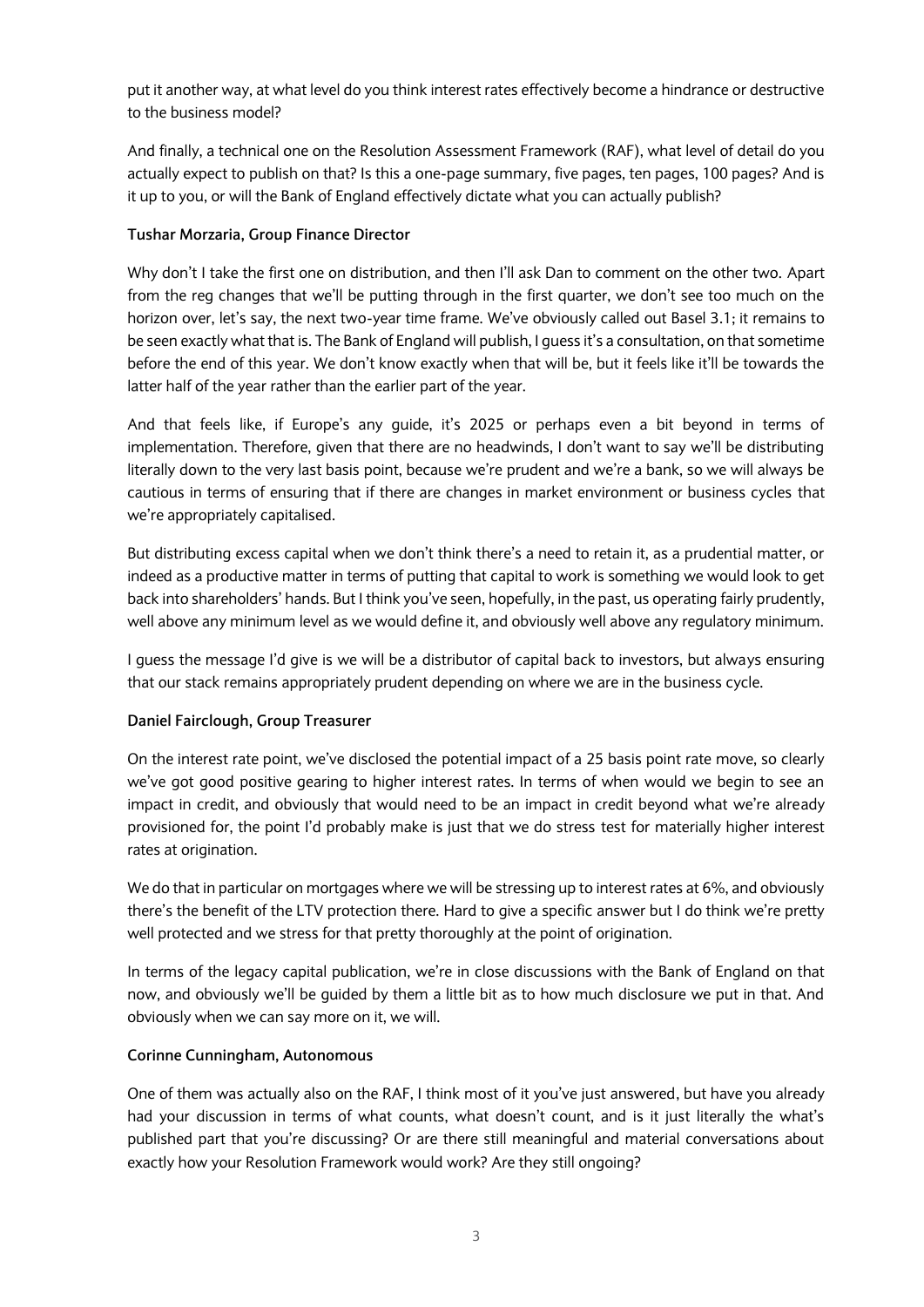put it another way, at what level do you think interest rates effectively become a hindrance or destructive to the business model?

And finally, a technical one on the Resolution Assessment Framework (RAF), what level of detail do you actually expect to publish on that? Is this a one-page summary, five pages, ten pages, 100 pages? And is it up to you, or will the Bank of England effectively dictate what you can actually publish?

**Tushar Morzaria, Group Finance Director**

Why don't I take the first one on distribution, and then I'll ask Dan to comment on the other two. Apart from the reg changes that we'll be putting through in the first quarter, we don't see too much on the horizon over, let's say, the next two-year time frame. We've obviously called out Basel 3.1; it remains to be seen exactly what that is. The Bank of England will publish, I guess it's a consultation, on that sometime before the end of this year. We don't know exactly when that will be, but it feels like it'll be towards the latter half of the year rather than the earlier part of the year.

And that feels like, if Europe's any guide, it's 2025 or perhaps even a bit beyond in terms of implementation. Therefore, given that there are no headwinds, I don't want to say we'll be distributing literally down to the very last basis point, because we're prudent and we're a bank, so we will always be cautious in terms of ensuring that if there are changes in market environment or business cycles that we're appropriately capitalised.

But distributing excess capital when we don't think there's a need to retain it, as a prudential matter, or indeed as a productive matter in terms of putting that capital to work is something we would look to get back into shareholders' hands. But I think you've seen, hopefully, in the past, us operating fairly prudently, well above any minimum level as we would define it, and obviously well above any regulatory minimum.

I guess the message I'd give is we will be a distributor of capital back to investors, but always ensuring that our stack remains appropriately prudent depending on where we are in the business cycle.

**Daniel Fairclough, Group Treasurer**

On the interest rate point, we've disclosed the potential impact of a 25 basis point rate move, so clearly we've got good positive gearing to higher interest rates. In terms of when would we begin to see an impact in credit, and obviously that would need to be an impact in credit beyond what we're already provisioned for, the point I'd probably make is just that we do stress test for materially higher interest rates at origination.

We do that in particular on mortgages where we will be stressing up to interest rates at 6%, and obviously there's the benefit of the LTV protection there. Hard to give a specific answer but I do think we're pretty well protected and we stress for that pretty thoroughly at the point of origination.

In terms of the legacy capital publication, we're in close discussions with the Bank of England on that now, and obviously we'll be guided by them a little bit as to how much disclosure we put in that. And obviously when we can say more on it, we will.

**Corinne Cunningham, Autonomous**

One of them was actually also on the RAF, I think most of it you've just answered, but have you already had your discussion in terms of what counts, what doesn't count, and is it just literally the what's published part that you're discussing? Or are there still meaningful and material conversations about exactly how your Resolution Framework would work? Are they still ongoing?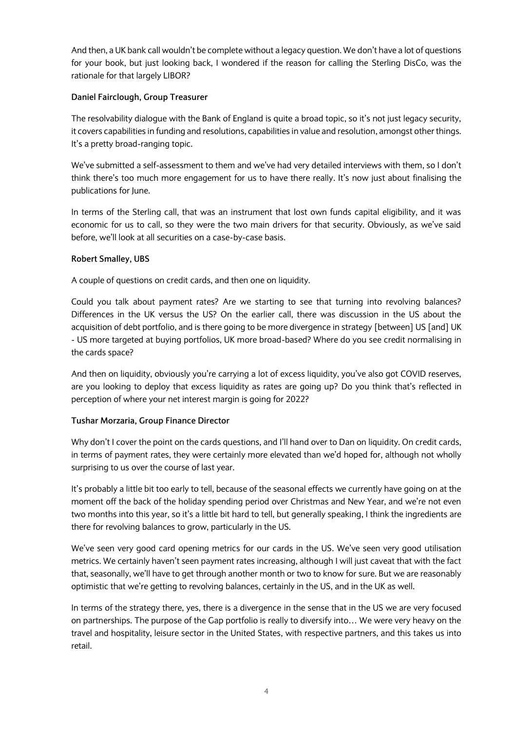And then, a UK bank call wouldn't be complete without a legacy question. We don't have a lot of questions for your book, but just looking back, I wondered if the reason for calling the Sterling DisCo, was the rationale for that largely LIBOR?

**Daniel Fairclough, Group Treasurer**

The resolvability dialogue with the Bank of England is quite a broad topic, so it's not just legacy security, it covers capabilities in funding and resolutions, capabilities in value and resolution, amongst other things. It's a pretty broad-ranging topic.

We've submitted a self-assessment to them and we've had very detailed interviews with them, so I don't think there's too much more engagement for us to have there really. It's now just about finalising the publications for June.

In terms of the Sterling call, that was an instrument that lost own funds capital eligibility, and it was economic for us to call, so they were the two main drivers for that security. Obviously, as we've said before, we'll look at all securities on a case-by-case basis.

**Robert Smalley, UBS**

A couple of questions on credit cards, and then one on liquidity.

Could you talk about payment rates? Are we starting to see that turning into revolving balances? Differences in the UK versus the US? On the earlier call, there was discussion in the US about the acquisition of debt portfolio, and is there going to be more divergence in strategy [between] US [and] UK - US more targeted at buying portfolios, UK more broad-based? Where do you see credit normalising in the cards space?

And then on liquidity, obviously you're carrying a lot of excess liquidity, you've also got COVID reserves, are you looking to deploy that excess liquidity as rates are going up? Do you think that's reflected in perception of where your net interest margin is going for 2022?

**Tushar Morzaria, Group Finance Director**

Why don't I cover the point on the cards questions, and I'll hand over to Dan on liquidity. On credit cards, in terms of payment rates, they were certainly more elevated than we'd hoped for, although not wholly surprising to us over the course of last year.

It's probably a little bit too early to tell, because of the seasonal effects we currently have going on at the moment off the back of the holiday spending period over Christmas and New Year, and we're not even two months into this year, so it's a little bit hard to tell, but generally speaking, I think the ingredients are there for revolving balances to grow, particularly in the US.

We've seen very good card opening metrics for our cards in the US. We've seen very good utilisation metrics. We certainly haven't seen payment rates increasing, although I will just caveat that with the fact that, seasonally, we'll have to get through another month or two to know for sure. But we are reasonably optimistic that we're getting to revolving balances, certainly in the US, and in the UK as well.

In terms of the strategy there, yes, there is a divergence in the sense that in the US we are very focused on partnerships. The purpose of the Gap portfolio is really to diversify into… We were very heavy on the travel and hospitality, leisure sector in the United States, with respective partners, and this takes us into retail.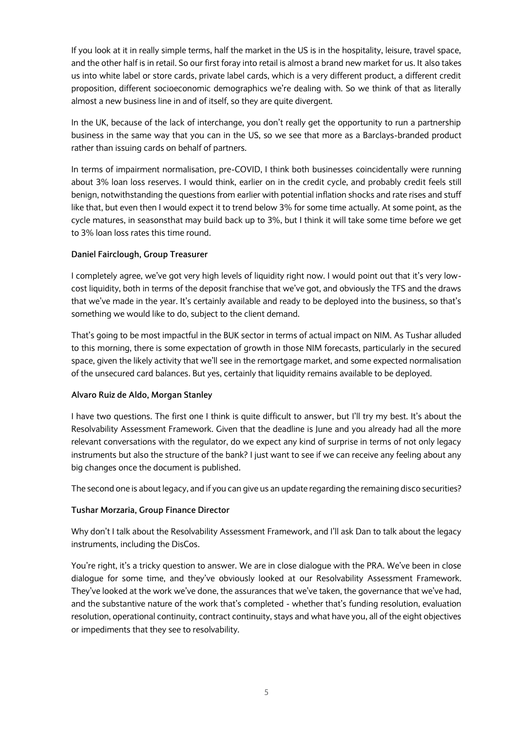If you look at it in really simple terms, half the market in the US is in the hospitality, leisure, travel space, and the other half is in retail. So our first foray into retail is almost a brand new market for us. It also takes us into white label or store cards, private label cards, which is a very different product, a different credit proposition, different socioeconomic demographics we're dealing with. So we think of that as literally almost a new business line in and of itself, so they are quite divergent.

In the UK, because of the lack of interchange, you don't really get the opportunity to run a partnership business in the same way that you can in the US, so we see that more as a Barclays-branded product rather than issuing cards on behalf of partners.

In terms of impairment normalisation, pre-COVID, I think both businesses coincidentally were running about 3% loan loss reserves. I would think, earlier on in the credit cycle, and probably credit feels still benign, notwithstanding the questions from earlier with potential inflation shocks and rate rises and stuff like that, but even then I would expect it to trend below 3% for some time actually. At some point, as the cycle matures, in seasonsthat may build back up to 3%, but I think it will take some time before we get to 3% loan loss rates this time round.

**Daniel Fairclough, Group Treasurer**

I completely agree, we've got very high levels of liquidity right now. I would point out that it's very low-cost liquidity, both in terms of the deposit franchise that we've got, and obviously the TFS and the draws that we've made in the year. It's certainly available and ready to be deployed into the business, so that's something we would like to do, subject to the client demand.

That's going to be most impactful in the BUK sector in terms of actual impact on NIM. As Tushar alluded to this morning, there is some expectation of growth in those NIM forecasts, particularly in the secured space, given the likely activity that we'll see in the remortgage market, and some expected normalisation of the unsecured card balances. But yes, certainly that liquidity remains available to be deployed.

**Alvaro Ruiz de Aldo, Morgan Stanley**

I have two questions. The first one I think is quite difficult to answer, but I'll try my best. It's about the Resolvability Assessment Framework. Given that the deadline is June and you already had all the more relevant conversations with the regulator, do we expect any kind of surprise in terms of not only legacy instruments but also the structure of the bank? I just want to see if we can receive any feeling about any big changes once the document is published.

The second one is about legacy, and if you can give us an update regarding the remaining disco securities?

**Tushar Morzaria, Group Finance Director**

Why don't I talk about the Resolvability Assessment Framework, and I'll ask Dan to talk about the legacy instruments, including the DisCos.

You're right, it's a tricky question to answer. We are in close dialogue with the PRA. We've been in close dialogue for some time, and they've obviously looked at our Resolvability Assessment Framework. They've looked at the work we've done, the assurances that we've taken, the governance that we've had, and the substantive nature of the work that's completed - whether that's funding resolution, evaluation resolution, operational continuity, contract continuity, stays and what have you, all of the eight objectives or impediments that they see to resolvability.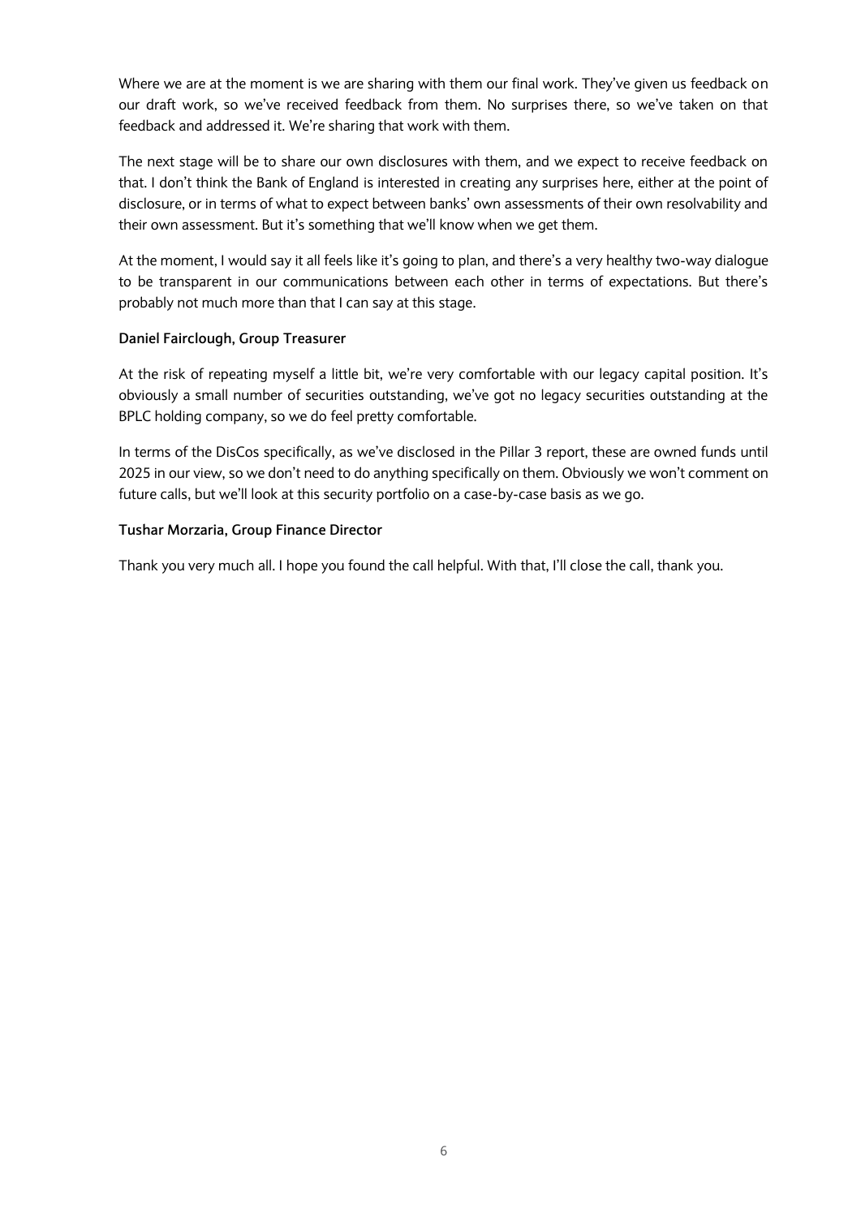Where we are at the moment is we are sharing with them our final work. They've given us feedback on our draft work, so we've received feedback from them. No surprises there, so we've taken on that feedback and addressed it. We're sharing that work with them.

The next stage will be to share our own disclosures with them, and we expect to receive feedback on that. I don't think the Bank of England is interested in creating any surprises here, either at the point of disclosure, or in terms of what to expect between banks' own assessments of their own resolvability and their own assessment. But it's something that we'll know when we get them.

At the moment, I would say it all feels like it's going to plan, and there's a very healthy two-way dialogue to be transparent in our communications between each other in terms of expectations. But there's probably not much more than that I can say at this stage.

**Daniel Fairclough, Group Treasurer**

At the risk of repeating myself a little bit, we're very comfortable with our legacy capital position. It's obviously a small number of securities outstanding, we've got no legacy securities outstanding at the BPLC holding company, so we do feel pretty comfortable.

In terms of the DisCos specifically, as we've disclosed in the Pillar 3 report, these are owned funds until 2025 in our view, so we don't need to do anything specifically on them. Obviously we won't comment on future calls, but we'll look at this security portfolio on a case-by-case basis as we go.

**Tushar Morzaria, Group Finance Director**

Thank you very much all. I hope you found the call helpful. With that, I'll close the call, thank you.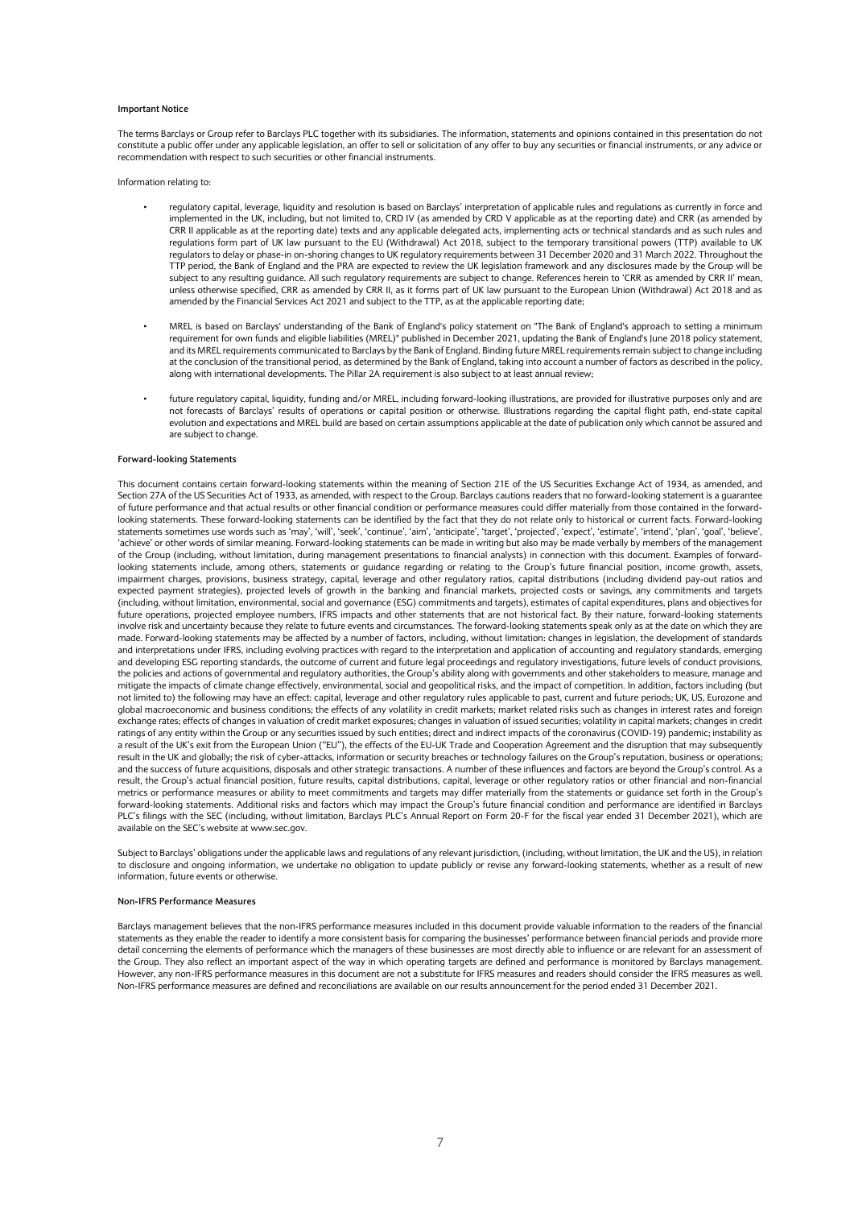## Important Notice

The terms Barclays or Group refer to Barclays PLC together with its subsidiaries. The information, statements and opinions contained in this presentation do not constitute a public offer under any applicable legislation, an offer to sell or solicitation of any offer to buy any securities or financial instruments, or any advice or recommendation with respect to such securities or other financial instruments.

Information relating to:

- regulatory capital, leverage, liquidity and resolution is based on Barclays' interpretation of applicable rules and regulations as currently in force and implemented in the UK, including, but not limited to, CRD IV (as amended by CRD V applicable as at the reporting date) and CRR (as amended by CRR II applicable as at the reporting date) texts and any applicable delegated acts, implementing acts or technical standards and as such rules and regulations form part of UK law pursuant to the EU (Withdrawal) Act 2018, subject to the temporary transitional powers (TTP) available to UK regulators to delay or phase-in on-shoring changes to UK regulatory requirements between 31 December 2020 and 31 March 2022. Throughout the TTP period, the Bank of England and the PRA are expected to review the UK legislation framework and any disclosures made by the Group will be subject to any resulting guidance. All such regulatory requirements are subject to change. References herein to 'CRR as amended by CRR II' mean, unless otherwise specified, CRR as amended by CRR II, as it forms part of UK law pursuant to the European Union (Withdrawal) Act 2018 and as amended by the Financial Services Act 2021 and subject to the TTP, as at the applicable reporting date;

- MREL is based on Barclays' understanding of the Bank of England's policy statement on "The Bank of England's approach to setting a minimum requirement for own funds and eligible liabilities (MREL)" published in December 2021, updating the Bank of England's June 2018 policy statement, and its MREL requirements communicated to Barclays by the Bank of England. Binding future MREL requirements remain subject to change including at the conclusion of the transitional period, as determined by the Bank of England, taking into account a number of factors as described in the policy, along with international developments. The Pillar 2A requirement is also subject to at least annual review;

- future regulatory capital, liquidity, funding and/or MREL, including forward-looking illustrations, are provided for illustrative purposes only and are not forecasts of Barclays' results of operations or capital position or otherwise. Illustrations regarding the capital flight path, end-state capital evolution and expectations and MREL build are based on certain assumptions applicable at the date of publication only which cannot be assured and are subject to change.

## Forward-looking Statements

This document contains certain forward-looking statements within the meaning of Section 21E of the US Securities Exchange Act of 1934, as amended, and Section 27A of the US Securities Act of 1933, as amended, with respect to the Group. Barclays cautions readers that no forward-looking statement is a guarantee of future performance and that actual results or other financial condition or performance measures could differ materially from those contained in the forward-looking statements. These forward-looking statements can be identified by the fact that they do not relate only to historical or current facts. Forward-looking statements sometimes use words such as 'may', 'will', 'seek', 'continue', 'aim', 'anticipate', 'target', 'projected', 'expect', 'estimate', 'intend', 'plan', 'goal', 'believe', 'achieve' or other words of similar meaning. Forward-looking statements can be made in writing but also may be made verbally by members of the management of the Group (including, without limitation, during management presentations to financial analysts) in connection with this document. Examples of forward-looking statements include, among others, statements or guidance regarding or relating to the Group's future financial position, income growth, assets, impairment charges, provisions, business strategy, capital, leverage and other regulatory ratios, capital distributions (including dividend pay-out ratios and expected payment strategies), projected levels of growth in the banking and financial markets, projected costs or savings, any commitments and targets (including, without limitation, environmental, social and governance (ESG) commitments and targets), estimates of capital expenditures, plans and objectives for future operations, projected employee numbers, IFRS impacts and other statements that are not historical fact. By their nature, forward-looking statements involve risk and uncertainty because they relate to future events and circumstances. The forward-looking statements speak only as at the date on which they are made. Forward-looking statements may be affected by a number of factors, including, without limitation: changes in legislation, the development of standards and interpretations under IFRS, including evolving practices with regard to the interpretation and application of accounting and regulatory standards, emerging and developing ESG reporting standards, the outcome of current and future legal proceedings and regulatory investigations, future levels of conduct provisions, the policies and actions of governmental and regulatory authorities, the Group's ability along with governments and other stakeholders to measure, manage and mitigate the impacts of climate change effectively, environmental, social and geopolitical risks, and the impact of competition. In addition, factors including (but not limited to) the following may have an effect: capital, leverage and other regulatory rules applicable to past, current and future periods; UK, US, Eurozone and global macroeconomic and business conditions; the effects of any volatility in credit markets; market related risks such as changes in interest rates and foreign exchange rates; effects of changes in valuation of credit market exposures; changes in valuation of issued securities; volatility in capital markets; changes in credit ratings of any entity within the Group or any securities issued by such entities; direct and indirect impacts of the coronavirus (COVID-19) pandemic; instability as a result of the UK's exit from the European Union ("EU"), the effects of the EU-UK Trade and Cooperation Agreement and the disruption that may subsequently result in the UK and globally; the risk of cyber-attacks, information or security breaches or technology failures on the Group's reputation, business or operations; and the success of future acquisitions, disposals and other strategic transactions. A number of these influences and factors are beyond the Group's control. As a result, the Group's actual financial position, future results, capital distributions, capital, leverage or other regulatory ratios or other financial and non-financial metrics or performance measures or ability to meet commitments and targets may differ materially from the statements or guidance set forth in the Group's forward-looking statements. Additional risks and factors which may impact the Group's future financial condition and performance are identified in Barclays PLC's filings with the SEC (including, without limitation, Barclays PLC's Annual Report on Form 20-F for the fiscal year ended 31 December 2021), which are available on the SEC's website at www.sec.gov.

Subject to Barclays' obligations under the applicable laws and regulations of any relevant jurisdiction, (including, without limitation, the UK and the US), in relation to disclosure and ongoing information, we undertake no obligation to update publicly or revise any forward-looking statements, whether as a result of new information, future events or otherwise.

## Non-IFRS Performance Measures

Barclays management believes that the non-IFRS performance measures included in this document provide valuable information to the readers of the financial statements as they enable the reader to identify a more consistent basis for comparing the businesses' performance between financial periods and provide more detail concerning the elements of performance which the managers of these businesses are most directly able to influence or are relevant for an assessment of the Group. They also reflect an important aspect of the way in which operating targets are defined and performance is monitored by Barclays management. However, any non-IFRS performance measures in this document are not a substitute for IFRS measures and readers should consider the IFRS measures as well. Non-IFRS performance measures are defined and reconciliations are available on our results announcement for the period ended 31 December 2021.